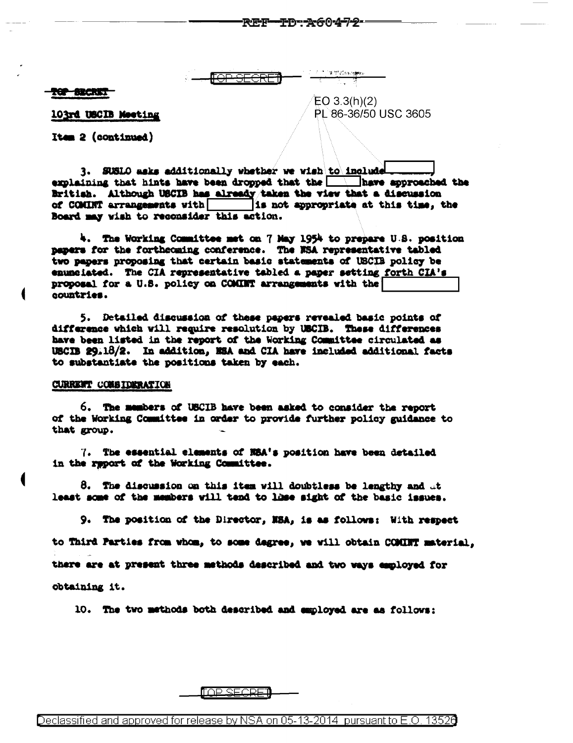TOP SECRET

TOP SECRET

103rd USCIB Meeting

EO 3.3(h)(2)
PL 86-36/50 USC 3605

Item 2 (continued)

3. SUSLO asks additionally whether we wish to include [ ] explaining that hints have been dropped that the [ ] have approached the British. Although USCIB has already taken the view that a discussion of COMINT arrangements with [ ] is not appropriate at this time, the Board may wish to reconsider this action.

4. The Working Committee met on 7 May 1954 to prepare U.S. position papers for the forthcoming conference. The NSA representative tabled two papers proposing that certain basic statements of USCIB policy be enunciated. The CIA representative tabled a paper setting forth CIA's proposal for a U.S. policy on COMINT arrangements with the [ ] countries.

5. Detailed discussion of these papers revealed basic points of difference which will require resolution by USCIB. These differences have been listed in the report of the Working Committee circulated as USCIB 29.18/2. In addition, NSA and CIA have included additional facts to substantiate the positions taken by each.

CURRENT CONSIDERATION

6. The members of USCIB have been asked to consider the report of the Working Committee in order to provide further policy guidance to that group.

7. The essential elements of NSA's position have been detailed in the report of the Working Committee.

8. The discussion on this item will doubtless be lengthy and at least some of the members will tend to lose sight of the basic issues.

9. The position of the Director, NSA, is as follows: With respect to Third Parties from whom, to some degree, we will obtain COMINT material, there are at present three methods described and two ways employed for obtaining it.

10. The two methods both described and employed are as follows:

TOP SECRET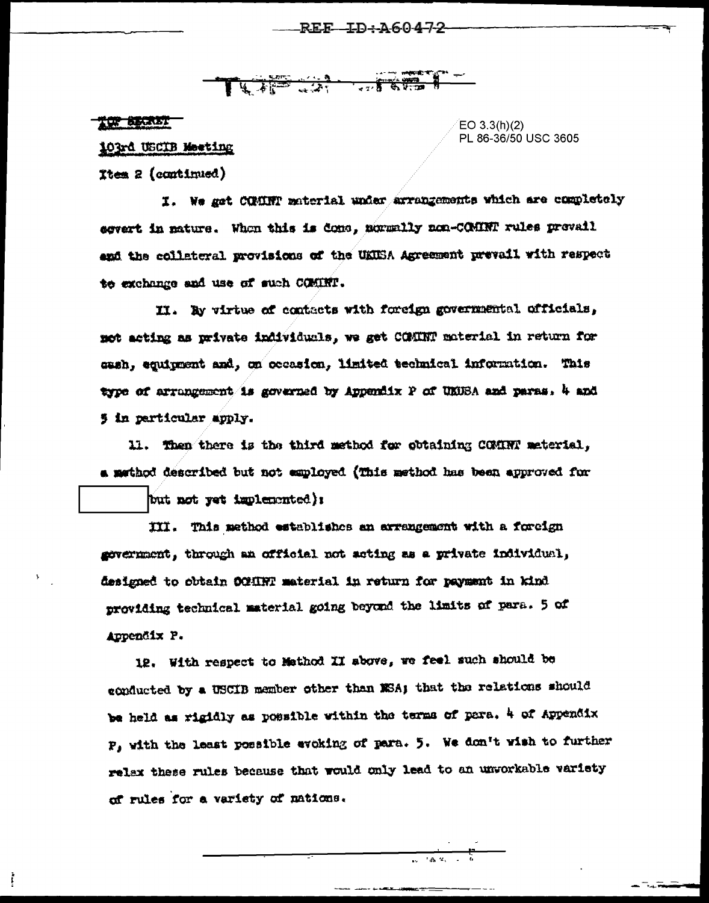TOP SECRET

EO 3.3(h)(2)
PL 86-36/50 USC 3605

103rd USCIB Meeting

Item 2 (continued)

I. We get COMINT material under arrangements which are completely covert in nature. When this is done, normally non-COMINT rules prevail and the collateral provisions of the UKUSA Agreement prevail with respect to exchange and use of such COMINT.

II. By virtue of contacts with foreign governmental officials, not acting as private individuals, we get COMINT material in return for cash, equipment and, on occasion, limited technical information. This type of arrangement is governed by Appendix P of UKUSA and paras. 4 and 5 in particular apply.

11. Then there is the third method for obtaining COMINT material, a method described but not employed (This method has been approved for [redacted] but not yet implemented):

III. This method establishes an arrangement with a foreign government, through an official not acting as a private individual, designed to obtain COMINT material in return for payment in kind providing technical material going beyond the limits of para. 5 of Appendix P.

12. With respect to Method II above, we feel such should be conducted by a USCIB member other than NSA; that the relations should be held as rigidly as possible within the terms of para. 4 of Appendix P, with the least possible evoking of para. 5. We don't wish to further relax these rules because that would only lead to an unworkable variety of rules for a variety of nations.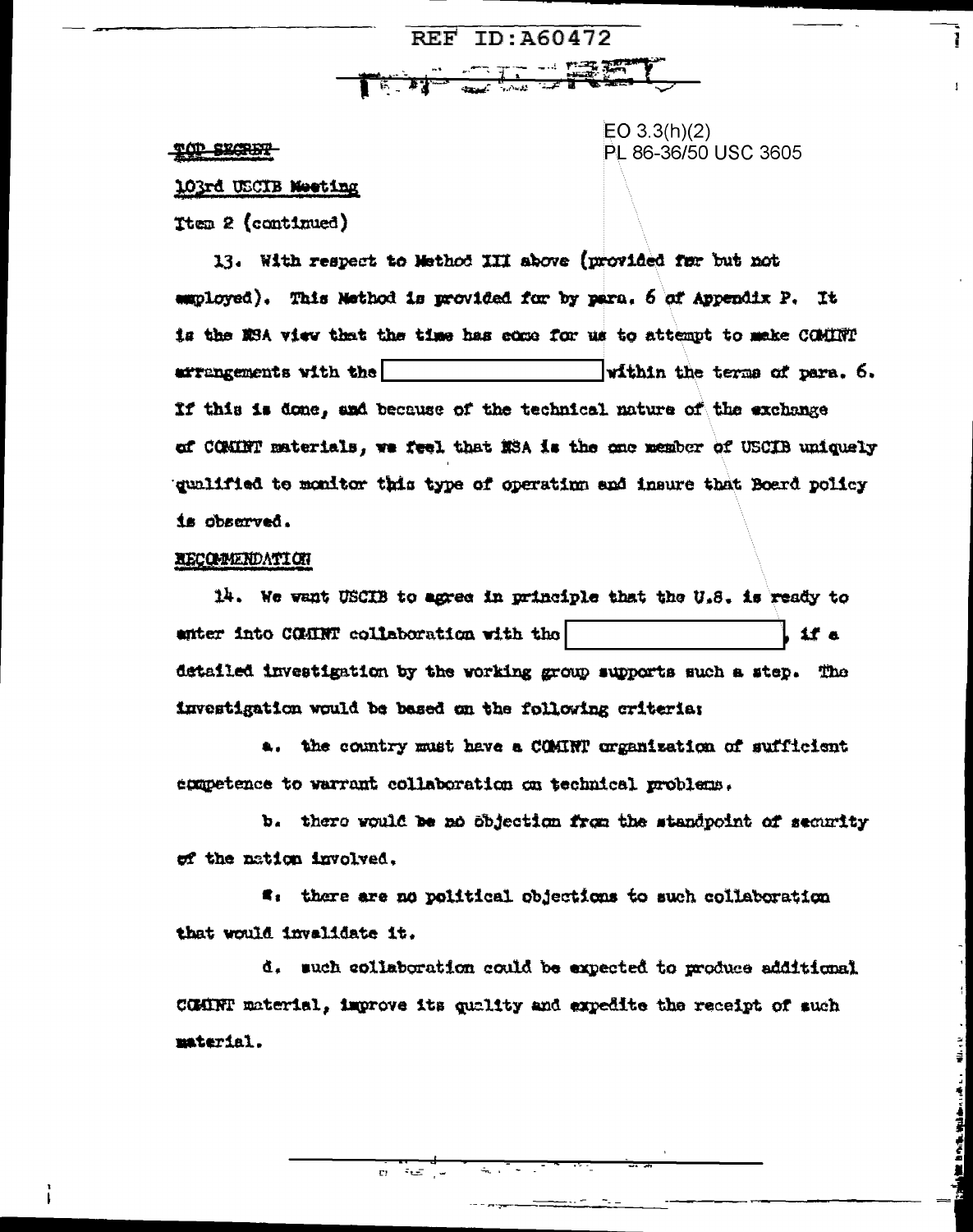TOP SECRET

EO 3.3(h)(2)
PL 86-36/50 USC 3605

103rd USCIB Meeting

Item 2 (continued)

13. With respect to Method III above (provided for but not employed). This Method is provided for by para. 6 of Appendix P. It is the NSA view that the time has come for us to attempt to make COMINT arrangements with the [ ] within the terms of para. 6. If this is done, and because of the technical nature of the exchange of COMINT materials, we feel that NSA is the one member of USCIB uniquely qualified to monitor this type of operation and insure that Board policy is observed.

RECOMMENDATION

14. We want USCIB to agree in principle that the U.S. is ready to enter into COMINT collaboration with the [ ], if a detailed investigation by the working group supports such a step. The investigation would be based on the following criteria:

a. the country must have a COMINT organization of sufficient competence to warrant collaboration on technical problems.

b. there would be no objection from the standpoint of security of the nation involved.

c. there are no political objections to such collaboration that would invalidate it.

d. such collaboration could be expected to produce additional COMINT material, improve its quality and expedite the receipt of such material.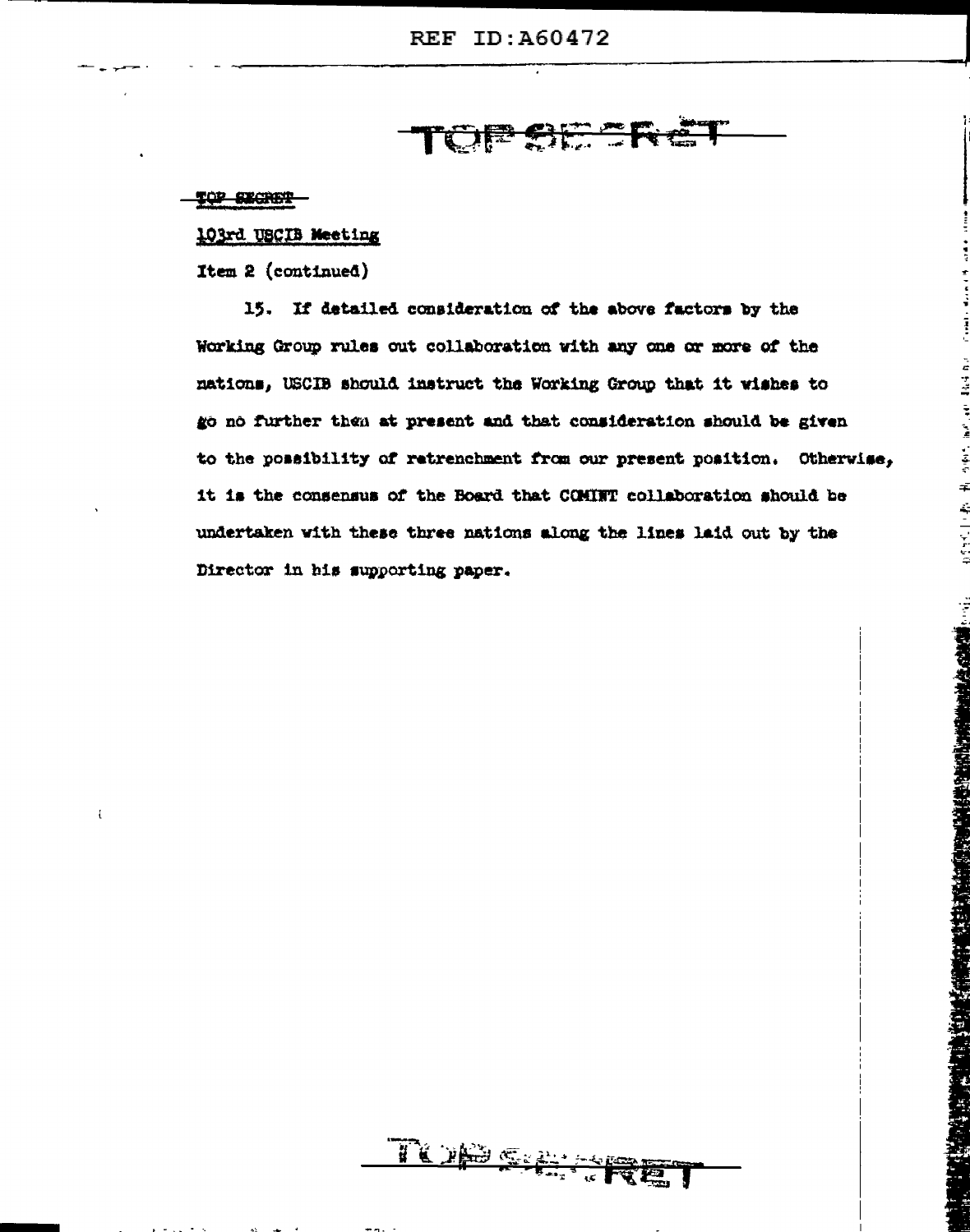TOP SECRET

103rd USCIB Meeting

Item 2 (continued)

15. If detailed consideration of the above factors by the Working Group rules out collaboration with any one or more of the nations, USCIB should instruct the Working Group that it wishes to go no further then at present and that consideration should be given to the possibility of retrenchment from our present position. Otherwise, it is the consensus of the Board that COMINT collaboration should be undertaken with these three nations along the lines laid out by the Director in his supporting paper.